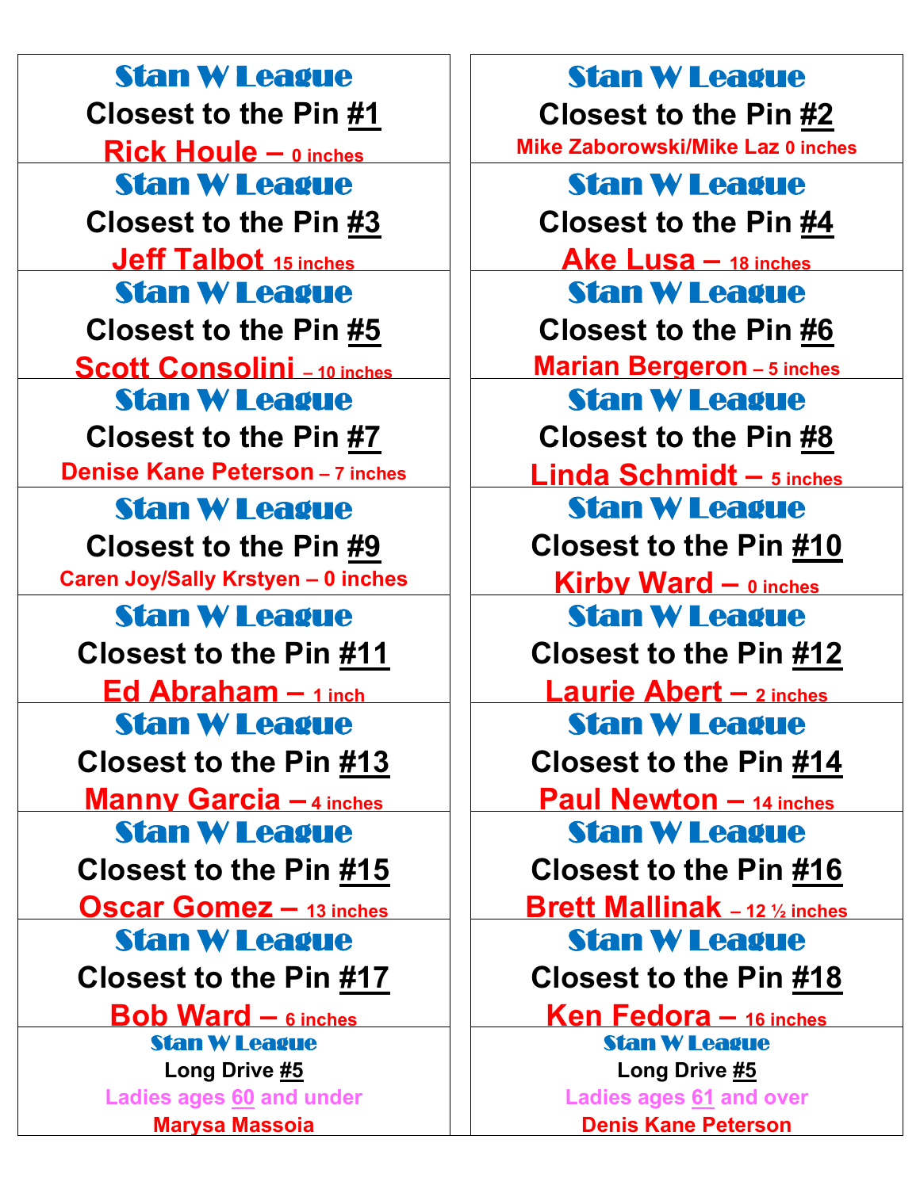| Stan W League | Stan W League |
|---|---|
| Closest to the Pin **#1**<br>Rick Houle – 0 inches | Closest to the Pin **#2**<br>Mike Zaborowski/Mike Laz 0 inches |
| **Stan W League**<br>Closest to the Pin **#3**<br>Jeff Talbot 15 inches | **Stan W League**<br>Closest to the Pin **#4**<br>Ake Lusa – 18 inches |
| **Stan W League**<br>Closest to the Pin **#5**<br>Scott Consolini – 10 inches | **Stan W League**<br>Closest to the Pin **#6**<br>Marian Bergeron – 5 inches |
| **Stan W League**<br>Closest to the Pin **#7**<br>Denise Kane Peterson – 7 inches | **Stan W League**<br>Closest to the Pin **#8**<br>Linda Schmidt – 5 inches |
| **Stan W League**<br>Closest to the Pin **#9**<br>Caren Joy/Sally Krstyen – 0 inches | **Stan W League**<br>Closest to the Pin **#10**<br>Kirby Ward – 0 inches |
| **Stan W League**<br>Closest to the Pin **#11**<br>Ed Abraham – 1 inch | **Stan W League**<br>Closest to the Pin **#12**<br>Laurie Abert – 2 inches |
| **Stan W League**<br>Closest to the Pin **#13**<br>Manny Garcia – 4 inches | **Stan W League**<br>Closest to the Pin **#14**<br>Paul Newton – 14 inches |
| **Stan W League**<br>Closest to the Pin **#15**<br>Oscar Gomez – 13 inches | **Stan W League**<br>Closest to the Pin **#16**<br>Brett Mallinak – 12 ½ inches |
| **Stan W League**<br>Closest to the Pin **#17**<br>Bob Ward – 6 inches | **Stan W League**<br>Closest to the Pin **#18**<br>Ken Fedora – 16 inches |
| **Stan W League**<br>Long Drive **#5**<br>Ladies ages 60 and under<br>Marysa Massoia | **Stan W League**<br>Long Drive **#5**<br>Ladies ages 61 and over<br>Denis Kane Peterson |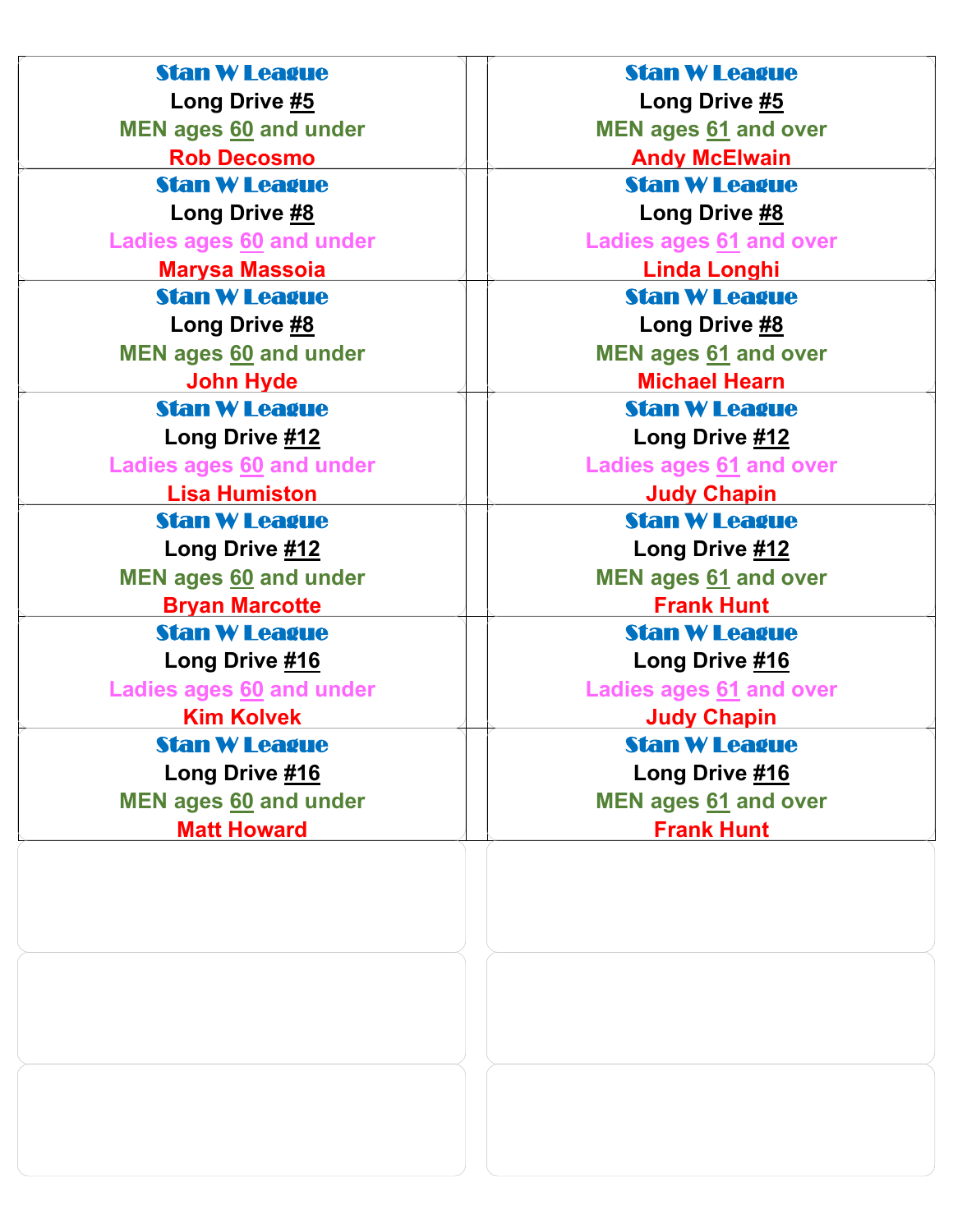| | |
|---|---|
| Stan W League<br>Long Drive **#5**<br>MEN ages **60** and under<br>Rob Decosmo | Stan W League<br>Long Drive **#5**<br>MEN ages **61** and over<br>Andy McElwain |
| Stan W League<br>Long Drive **#8**<br>Ladies ages **60** and under<br>Marysa Massoia | Stan W League<br>Long Drive **#8**<br>Ladies ages **61** and over<br>Linda Longhi |
| Stan W League<br>Long Drive **#8**<br>MEN ages **60** and under<br>John Hyde | Stan W League<br>Long Drive **#8**<br>MEN ages **61** and over<br>Michael Hearn |
| Stan W League<br>Long Drive **#12**<br>Ladies ages **60** and under<br>Lisa Humiston | Stan W League<br>Long Drive **#12**<br>Ladies ages **61** and over<br>Judy Chapin |
| Stan W League<br>Long Drive **#12**<br>MEN ages **60** and under<br>Bryan Marcotte | Stan W League<br>Long Drive **#12**<br>MEN ages **61** and over<br>Frank Hunt |
| Stan W League<br>Long Drive **#16**<br>Ladies ages **60** and under<br>Kim Kolvek | Stan W League<br>Long Drive **#16**<br>Ladies ages **61** and over<br>Judy Chapin |
| Stan W League<br>Long Drive **#16**<br>MEN ages **60** and under<br>Matt Howard | Stan W League<br>Long Drive **#16**<br>MEN ages **61** and over<br>Frank Hunt |